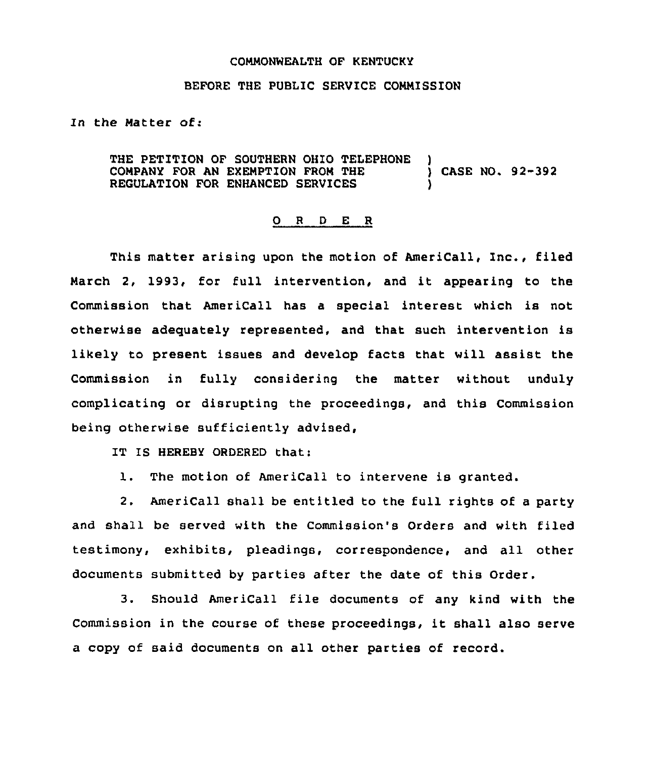COMMONWEALTH OF KENTUCKY

BEFORE THE PUBLIC SERVICE COMMISSION

In the Matter of:

THE PETITION OF SOUTHERN OHIO TELEPHONE COMPANY FOR AN EXEMPTION FROM THE REGULATION FOR ENHANCED SERVICES ) CASE NO. 92-392

## O R D E R

This matter arising upon the motion of AmeriCall, Inc., filed March 2, 1993, for full intervention, and it appearing to the Commission that AmeriCall has a special interest which is not otherwise adequately represented, and that such intervention is likely to present issues and develop facts that will assist the Commission in fully considering the matter without unduly complicating or disrupting the proceedings, and this Commission being otherwise sufficiently advised,

IT IS HEREBY ORDERED that:

1. The motion of AmeriCall to intervene is granted.

2. AmeriCall shall be entitled to the full rights of a party and shall be served with the Commission's Orders and with filed testimony, exhibits, pleadings, correspondence, and all other documents submitted by parties after the date of this Order.

3. Should AmeriCall file documents of any kind with the Commission in the course of these proceedings, it shall also serve a copy of said documents on all other parties of record.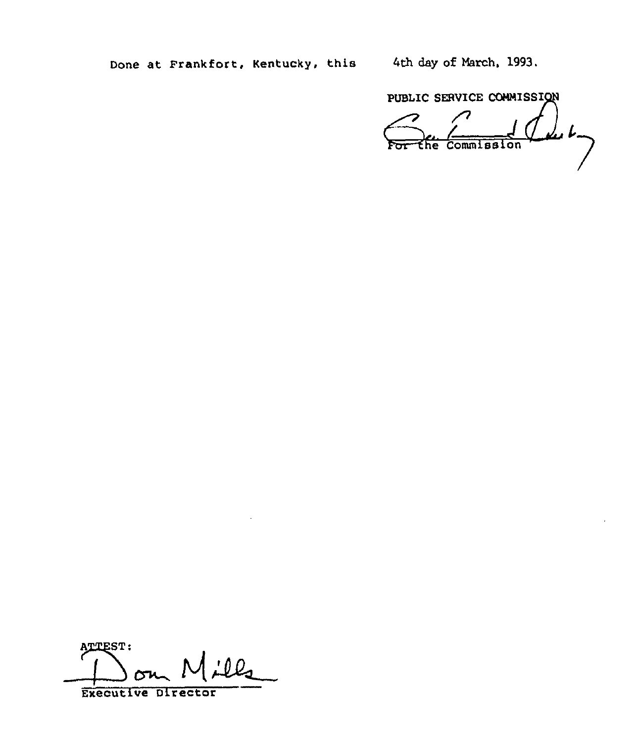Done at Frankfort, Kentucky, this 4th day of March, 1993.

PUBLIC SERVICE COMMISSION

For the Commission

ATTEST:

Executive Director